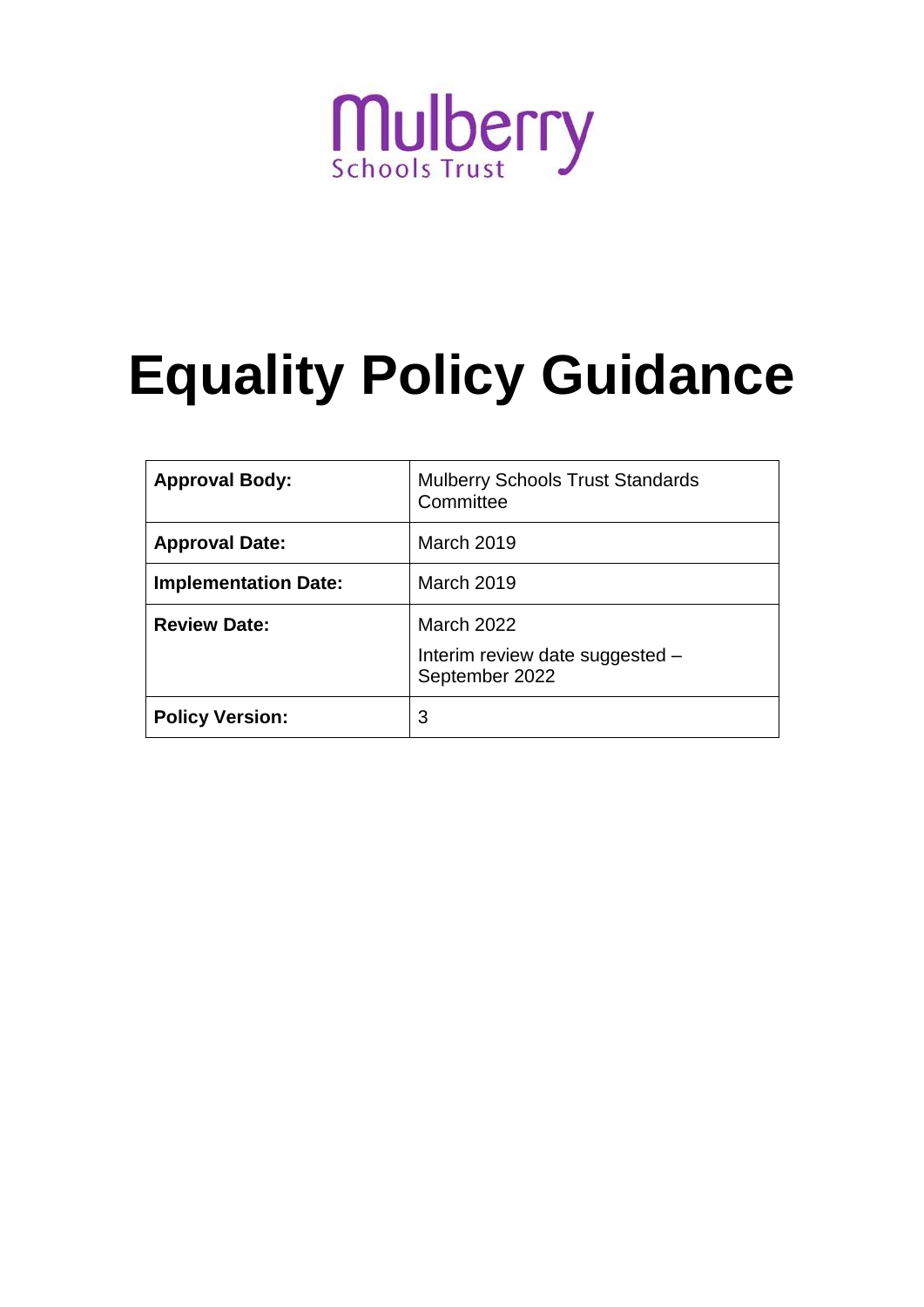Mulberry

Schools Trust

# Equality Policy Guidance

| **Approval Body:** | Mulberry Schools Trust Standards Committee |
|---|---|
| **Approval Date:** | March 2019 |
| **Implementation Date:** | March 2019 |
| **Review Date:** | March 2022<br>Interim review date suggested – September 2022 |
| **Policy Version:** | 3 |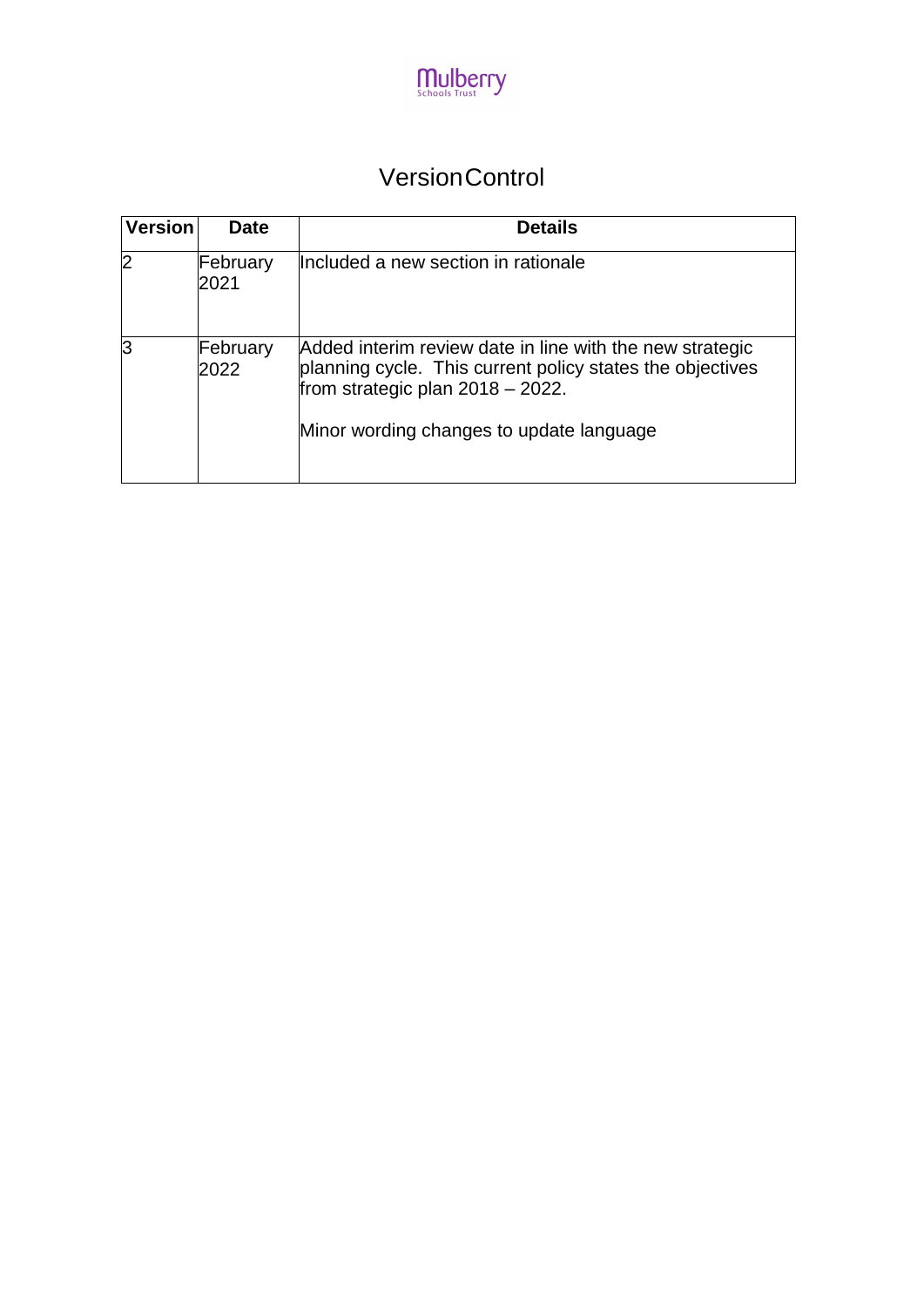# Version Control

| Version | Date | Details |
| --- | --- | --- |
| 2 | February 2021 | Included a new section in rationale |
| 3 | February 2022 | Added interim review date in line with the new strategic planning cycle. This current policy states the objectives from strategic plan 2018 – 2022.<br><br>Minor wording changes to update language |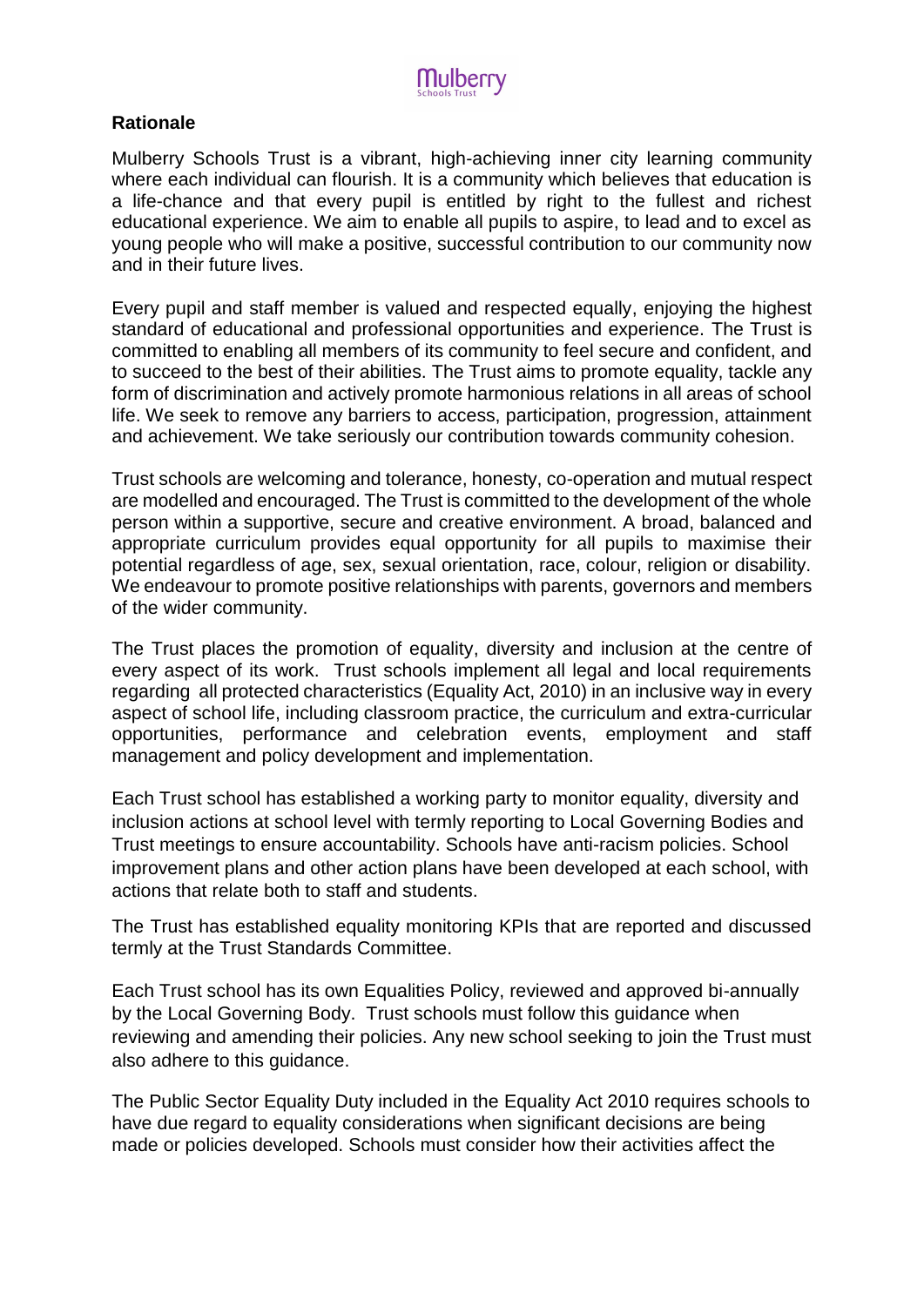**Rationale**

Mulberry Schools Trust is a vibrant, high-achieving inner city learning community where each individual can flourish. It is a community which believes that education is a life-chance and that every pupil is entitled by right to the fullest and richest educational experience. We aim to enable all pupils to aspire, to lead and to excel as young people who will make a positive, successful contribution to our community now and in their future lives.

Every pupil and staff member is valued and respected equally, enjoying the highest standard of educational and professional opportunities and experience. The Trust is committed to enabling all members of its community to feel secure and confident, and to succeed to the best of their abilities. The Trust aims to promote equality, tackle any form of discrimination and actively promote harmonious relations in all areas of school life. We seek to remove any barriers to access, participation, progression, attainment and achievement. We take seriously our contribution towards community cohesion.

Trust schools are welcoming and tolerance, honesty, co-operation and mutual respect are modelled and encouraged. The Trust is committed to the development of the whole person within a supportive, secure and creative environment. A broad, balanced and appropriate curriculum provides equal opportunity for all pupils to maximise their potential regardless of age, sex, sexual orientation, race, colour, religion or disability. We endeavour to promote positive relationships with parents, governors and members of the wider community.

The Trust places the promotion of equality, diversity and inclusion at the centre of every aspect of its work. Trust schools implement all legal and local requirements regarding all protected characteristics (Equality Act, 2010) in an inclusive way in every aspect of school life, including classroom practice, the curriculum and extra-curricular opportunities, performance and celebration events, employment and staff management and policy development and implementation.

Each Trust school has established a working party to monitor equality, diversity and inclusion actions at school level with termly reporting to Local Governing Bodies and Trust meetings to ensure accountability. Schools have anti-racism policies. School improvement plans and other action plans have been developed at each school, with actions that relate both to staff and students.

The Trust has established equality monitoring KPIs that are reported and discussed termly at the Trust Standards Committee.

Each Trust school has its own Equalities Policy, reviewed and approved bi-annually by the Local Governing Body. Trust schools must follow this guidance when reviewing and amending their policies. Any new school seeking to join the Trust must also adhere to this guidance.

The Public Sector Equality Duty included in the Equality Act 2010 requires schools to have due regard to equality considerations when significant decisions are being made or policies developed. Schools must consider how their activities affect the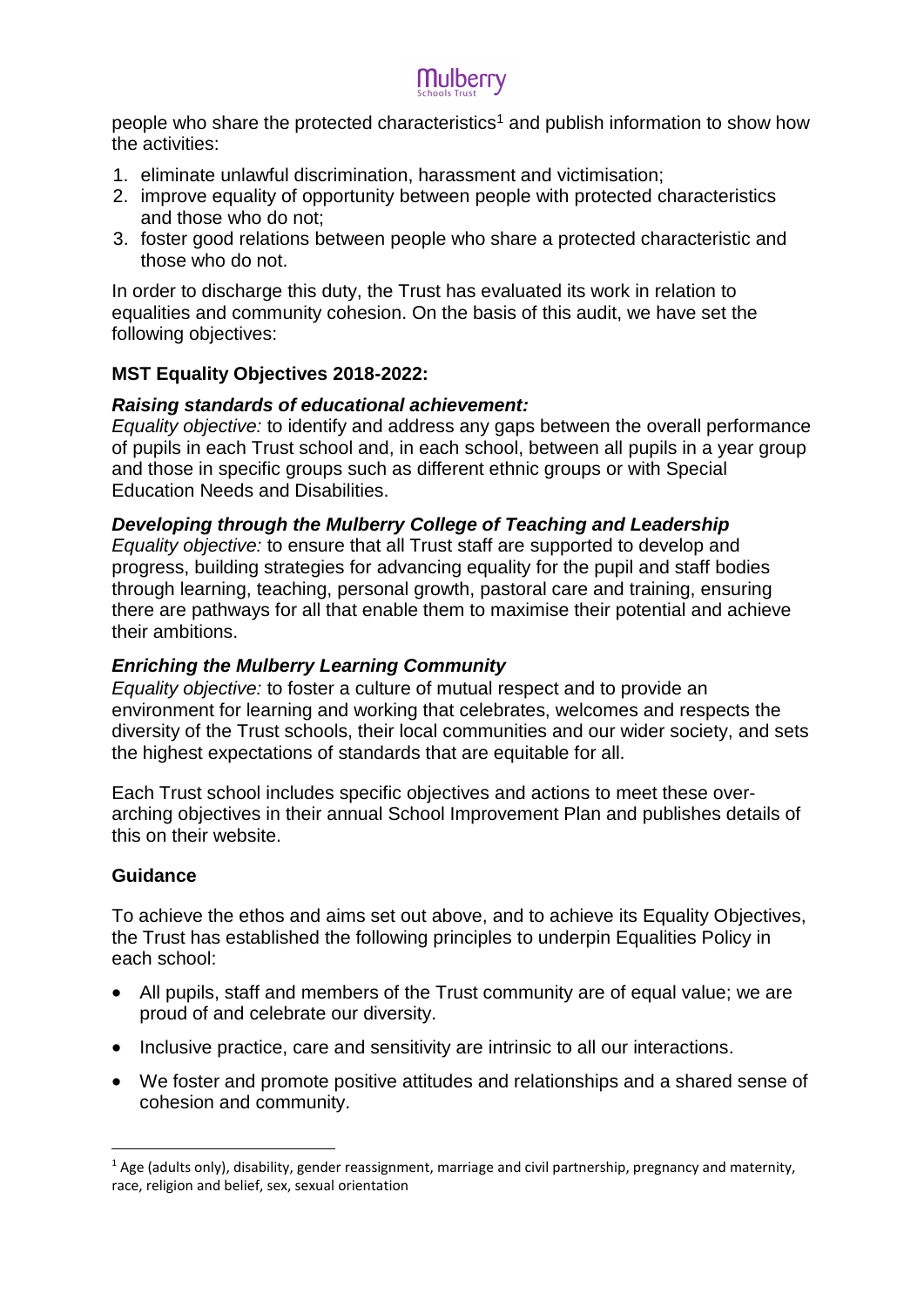people who share the protected characteristics[1] and publish information to show how the activities:

1. eliminate unlawful discrimination, harassment and victimisation;
2. improve equality of opportunity between people with protected characteristics and those who do not;
3. foster good relations between people who share a protected characteristic and those who do not.

In order to discharge this duty, the Trust has evaluated its work in relation to equalities and community cohesion. On the basis of this audit, we have set the following objectives:

**MST Equality Objectives 2018-2022:**

***Raising standards of educational achievement:***
*Equality objective:* to identify and address any gaps between the overall performance of pupils in each Trust school and, in each school, between all pupils in a year group and those in specific groups such as different ethnic groups or with Special Education Needs and Disabilities.

***Developing through the Mulberry College of Teaching and Leadership***
*Equality objective:* to ensure that all Trust staff are supported to develop and progress, building strategies for advancing equality for the pupil and staff bodies through learning, teaching, personal growth, pastoral care and training, ensuring there are pathways for all that enable them to maximise their potential and achieve their ambitions.

***Enriching the Mulberry Learning Community***
*Equality objective:* to foster a culture of mutual respect and to provide an environment for learning and working that celebrates, welcomes and respects the diversity of the Trust schools, their local communities and our wider society, and sets the highest expectations of standards that are equitable for all.

Each Trust school includes specific objectives and actions to meet these over-arching objectives in their annual School Improvement Plan and publishes details of this on their website.

**Guidance**

To achieve the ethos and aims set out above, and to achieve its Equality Objectives, the Trust has established the following principles to underpin Equalities Policy in each school:

- All pupils, staff and members of the Trust community are of equal value; we are proud of and celebrate our diversity.
- Inclusive practice, care and sensitivity are intrinsic to all our interactions.
- We foster and promote positive attitudes and relationships and a shared sense of cohesion and community.

[1] Age (adults only), disability, gender reassignment, marriage and civil partnership, pregnancy and maternity, race, religion and belief, sex, sexual orientation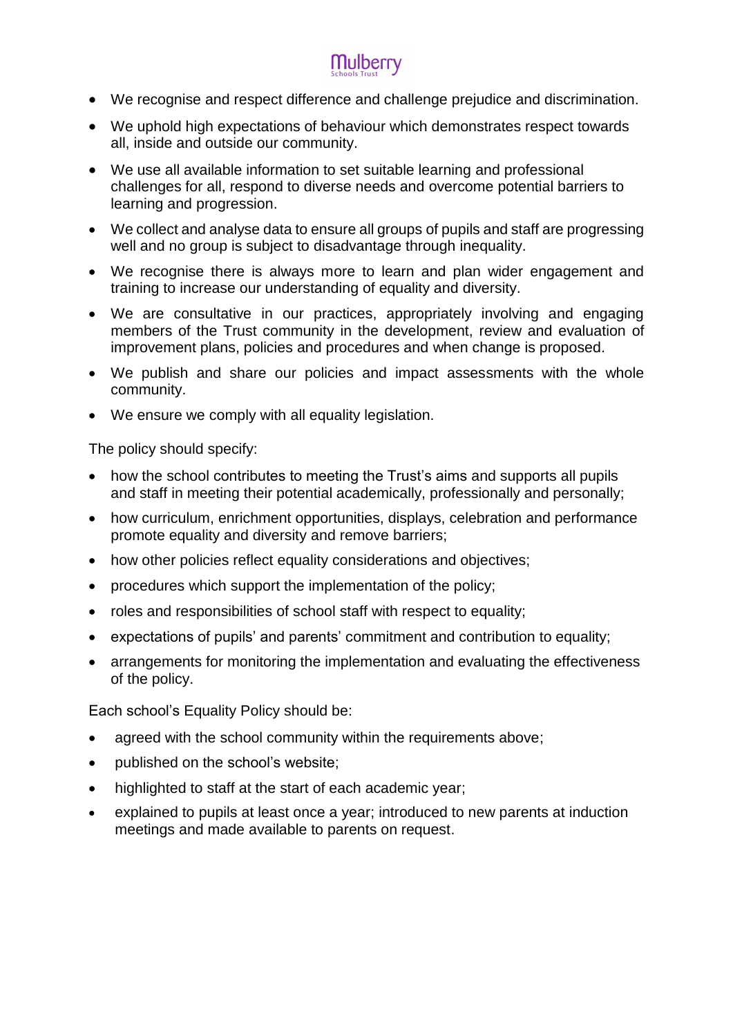- We recognise and respect difference and challenge prejudice and discrimination.
- We uphold high expectations of behaviour which demonstrates respect towards all, inside and outside our community.
- We use all available information to set suitable learning and professional challenges for all, respond to diverse needs and overcome potential barriers to learning and progression.
- We collect and analyse data to ensure all groups of pupils and staff are progressing well and no group is subject to disadvantage through inequality.
- We recognise there is always more to learn and plan wider engagement and training to increase our understanding of equality and diversity.
- We are consultative in our practices, appropriately involving and engaging members of the Trust community in the development, review and evaluation of improvement plans, policies and procedures and when change is proposed.
- We publish and share our policies and impact assessments with the whole community.
- We ensure we comply with all equality legislation.

The policy should specify:

- how the school contributes to meeting the Trust's aims and supports all pupils and staff in meeting their potential academically, professionally and personally;
- how curriculum, enrichment opportunities, displays, celebration and performance promote equality and diversity and remove barriers;
- how other policies reflect equality considerations and objectives;
- procedures which support the implementation of the policy;
- roles and responsibilities of school staff with respect to equality;
- expectations of pupils' and parents' commitment and contribution to equality;
- arrangements for monitoring the implementation and evaluating the effectiveness of the policy.

Each school's Equality Policy should be:

- agreed with the school community within the requirements above;
- published on the school's website;
- highlighted to staff at the start of each academic year;
- explained to pupils at least once a year; introduced to new parents at induction meetings and made available to parents on request.